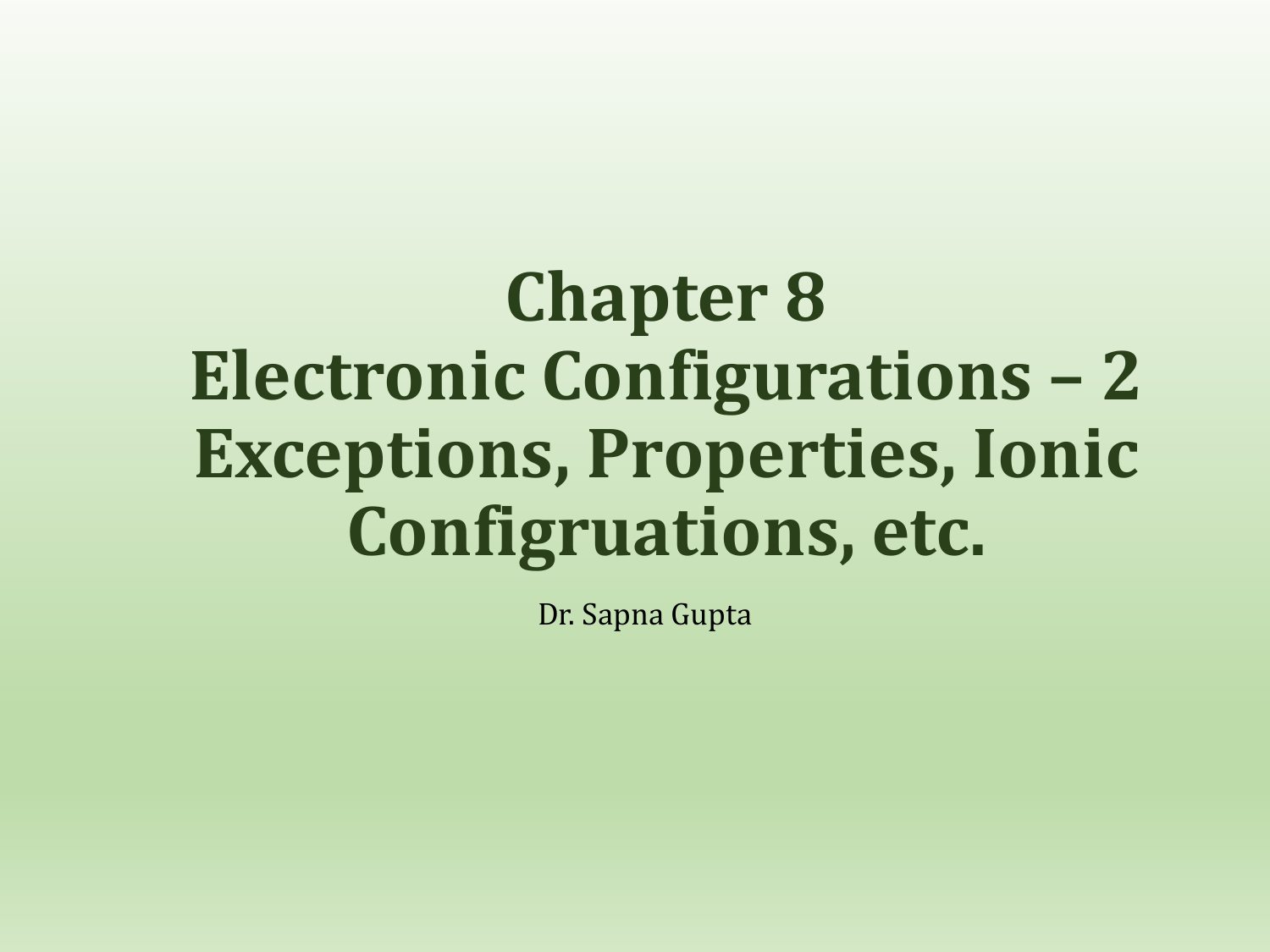# Chapter 8
# Electronic Configurations – 2
# Exceptions, Properties, Ionic Configruations, etc.

Dr. Sapna Gupta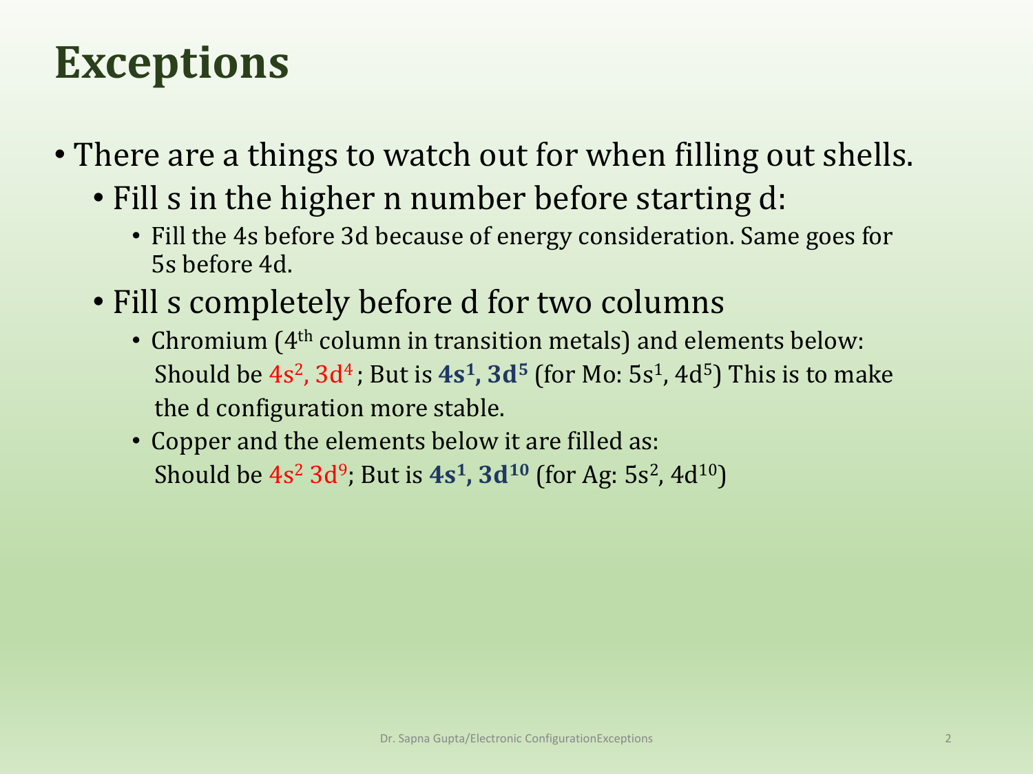# Exceptions

- There are a things to watch out for when filling out shells.
  - Fill s in the higher n number before starting d:
    - Fill the 4s before 3d because of energy consideration. Same goes for 5s before 4d.
  - Fill s completely before d for two columns
    - Chromium (4th column in transition metals) and elements below: Should be $4s^2$, $3d^4$ ; But is **$4s^1$, $3d^5$** (for Mo: $5s^1$, $4d^5$) This is to make the d configuration more stable.
    - Copper and the elements below it are filled as: Should be $4s^2$ $3d^9$; But is **$4s^1$, $3d^{10}$** (for Ag: $5s^2$, $4d^{10}$)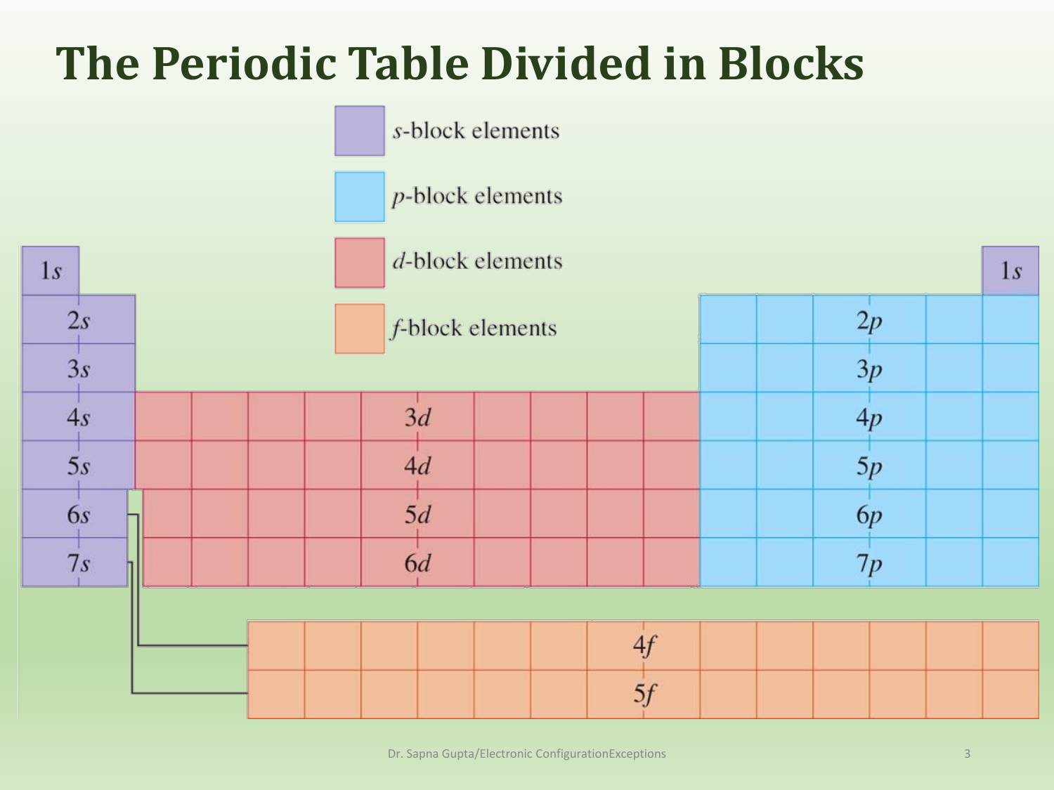# The Periodic Table Divided in Blocks

- *s*-block elements
- *p*-block elements
- *d*-block elements
- *f*-block elements

1*s* | 1*s*

2*s* | 2*p*

3*s* | 3*p*

4*s* | 3*d* | 4*p*

5*s* | 4*d* | 5*p*

6*s* | 5*d* | 6*p*

7*s* | 6*d* | 7*p*

4*f*

5*f*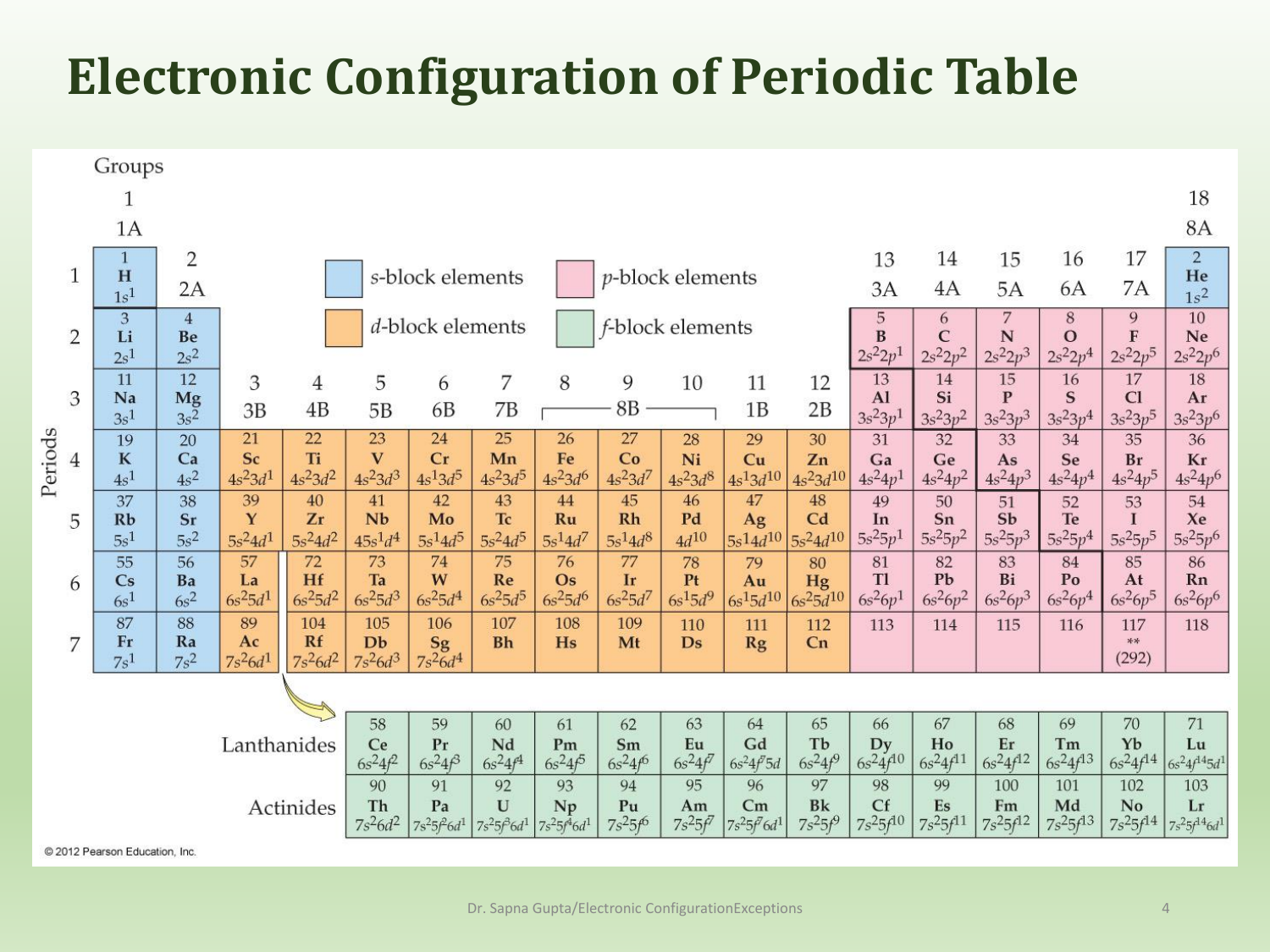# Electronic Configuration of Periodic Table

Legend: s-block elements · p-block elements · d-block elements · f-block elements

| Periods | 1 1A | 2 2A | 3 3B | 4 4B | 5 5B | 6 6B | 7 7B | 8 | 9 8B | 10 | 11 1B | 12 2B | 13 3A | 14 4A | 15 5A | 16 6A | 17 7A | 18 8A |
|---|---|---|---|---|---|---|---|---|---|---|---|---|---|---|---|---|---|---|
| 1 | 1 H $1s^1$ | | | | | | | | | | | | | | | | | 2 He $1s^2$ |
| 2 | 3 Li $2s^1$ | 4 Be $2s^2$ | | | | | | | | | | | 5 B $2s^22p^1$ | 6 C $2s^22p^2$ | 7 N $2s^22p^3$ | 8 O $2s^22p^4$ | 9 F $2s^22p^5$ | 10 Ne $2s^22p^6$ |
| 3 | 11 Na $3s^1$ | 12 Mg $3s^2$ | | | | | | | | | | | 13 Al $3s^23p^1$ | 14 Si $3s^23p^2$ | 15 P $3s^23p^3$ | 16 S $3s^23p^4$ | 17 Cl $3s^23p^5$ | 18 Ar $3s^23p^6$ |
| 4 | 19 K $4s^1$ | 20 Ca $4s^2$ | 21 Sc $4s^23d^1$ | 22 Ti $4s^23d^2$ | 23 V $4s^23d^3$ | 24 Cr $4s^13d^5$ | 25 Mn $4s^23d^5$ | 26 Fe $4s^23d^6$ | 27 Co $4s^23d^7$ | 28 Ni $4s^23d^8$ | 29 Cu $4s^13d^{10}$ | 30 Zn $4s^23d^{10}$ | 31 Ga $4s^24p^1$ | 32 Ge $4s^24p^2$ | 33 As $4s^24p^3$ | 34 Se $4s^24p^4$ | 35 Br $4s^24p^5$ | 36 Kr $4s^24p^6$ |
| 5 | 37 Rb $5s^1$ | 38 Sr $5s^2$ | 39 Y $5s^24d^1$ | 40 Zr $5s^24d^2$ | 41 Nb $45s^1d^4$ | 42 Mo $5s^14d^5$ | 43 Tc $5s^24d^5$ | 44 Ru $5s^14d^7$ | 45 Rh $5s^14d^8$ | 46 Pd $4d^{10}$ | 47 Ag $5s^14d^{10}$ | 48 Cd $5s^24d^{10}$ | 49 In $5s^25p^1$ | 50 Sn $5s^25p^2$ | 51 Sb $5s^25p^3$ | 52 Te $5s^25p^4$ | 53 I $5s^25p^5$ | 54 Xe $5s^25p^6$ |
| 6 | 55 Cs $6s^1$ | 56 Ba $6s^2$ | 57 La $6s^25d^1$ | 72 Hf $6s^25d^2$ | 73 Ta $6s^25d^3$ | 74 W $6s^25d^4$ | 75 Re $6s^25d^5$ | 76 Os $6s^25d^6$ | 77 Ir $6s^25d^7$ | 78 Pt $6s^15d^9$ | 79 Au $6s^15d^{10}$ | 80 Hg $6s^25d^{10}$ | 81 Tl $6s^26p^1$ | 82 Pb $6s^26p^2$ | 83 Bi $6s^26p^3$ | 84 Po $6s^26p^4$ | 85 At $6s^26p^5$ | 86 Rn $6s^26p^6$ |
| 7 | 87 Fr $7s^1$ | 88 Ra $7s^2$ | 89 Ac $7s^26d^1$ | 104 Rf $7s^26d^2$ | 105 Db $7s^26d^3$ | 106 Sg $7s^26d^4$ | 107 Bh | 108 Hs | 109 Mt | 110 Ds | 111 Rg | 112 Cn | 113 | 114 | 115 | 116 | 117 ** (292) | 118 |

| | | | | | | | | | | | | | | |
|---|---|---|---|---|---|---|---|---|---|---|---|---|---|---|
| Lanthanides | 58 Ce $6s^24f^2$ | 59 Pr $6s^24f^3$ | 60 Nd $6s^24f^4$ | 61 Pm $6s^24f^5$ | 62 Sm $6s^24f^6$ | 63 Eu $6s^24f^7$ | 64 Gd $6s^24f^75d$ | 65 Tb $6s^24f^9$ | 66 Dy $6s^24f^{10}$ | 67 Ho $6s^24f^{11}$ | 68 Er $6s^24f^{12}$ | 69 Tm $6s^24f^{13}$ | 70 Yb $6s^24f^{14}$ | 71 Lu $6s^24f^{14}5d^1$ |
| Actinides | 90 Th $7s^26d^2$ | 91 Pa $7s^25f^26d^1$ | 92 U $7s^25f^36d^1$ | 93 Np $7s^25f^46d^1$ | 94 Pu $7s^25f^6$ | 95 Am $7s^25f^7$ | 96 Cm $7s^25f^76d^1$ | 97 Bk $7s^25f^9$ | 98 Cf $7s^25f^{10}$ | 99 Es $7s^25f^{11}$ | 100 Fm $7s^25f^{12}$ | 101 Md $7s^25f^{13}$ | 102 No $7s^25f^{14}$ | 103 Lr $7s^25f^{14}6d^1$ |

© 2012 Pearson Education, Inc.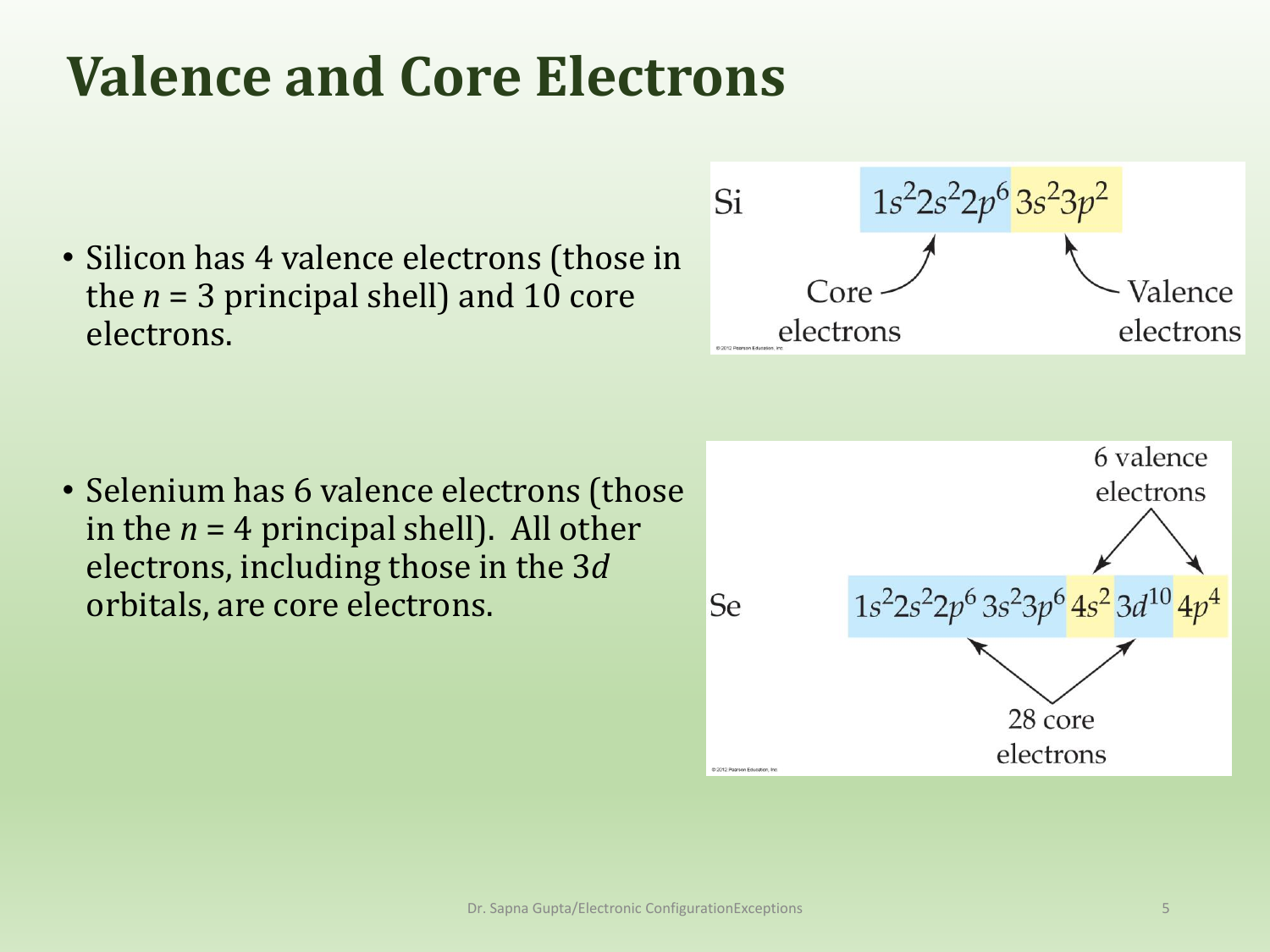# Valence and Core Electrons

- Silicon has 4 valence electrons (those in the $n$ = 3 principal shell) and 10 core electrons.

Si $1s^2 2s^2 2p^6 \, 3s^2 3p^2$

Core electrons — Valence electrons

- Selenium has 6 valence electrons (those in the $n$ = 4 principal shell). All other electrons, including those in the 3$d$ orbitals, are core electrons.

Se $1s^2 2s^2 2p^6 \, 3s^2 3p^6 \, 4s^2 \, 3d^{10} \, 4p^4$

6 valence electrons

28 core electrons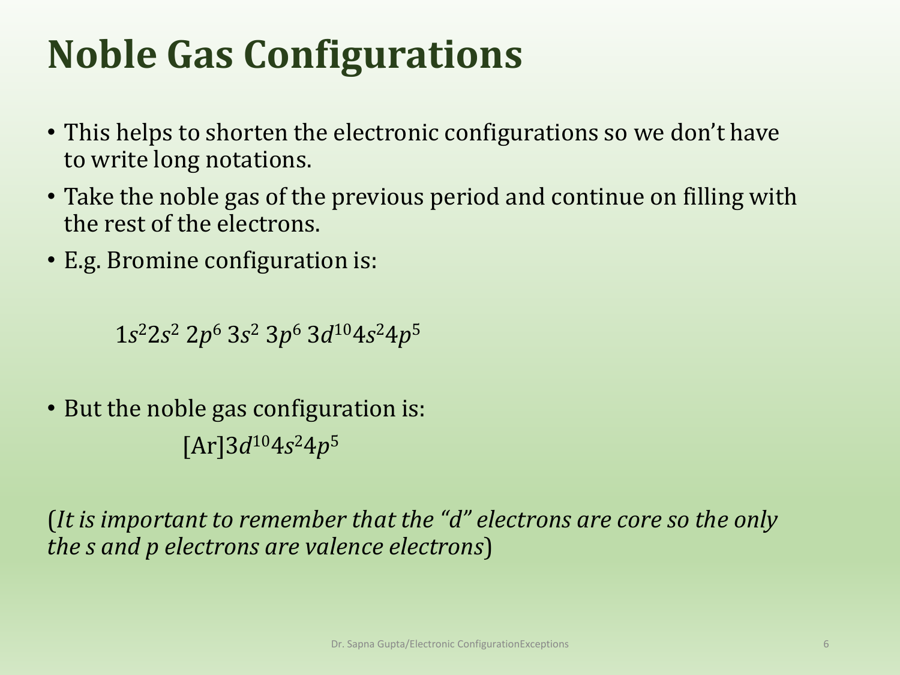# Noble Gas Configurations

- This helps to shorten the electronic configurations so we don't have to write long notations.
- Take the noble gas of the previous period and continue on filling with the rest of the electrons.
- E.g. Bromine configuration is:

$$1s^2 2s^2\ 2p^6\ 3s^2\ 3p^6\ 3d^{10} 4s^2 4p^5$$

- But the noble gas configuration is:

$$[Ar]3d^{10} 4s^2 4p^5$$

(*It is important to remember that the "d" electrons are core so the only the s and p electrons are valence electrons*)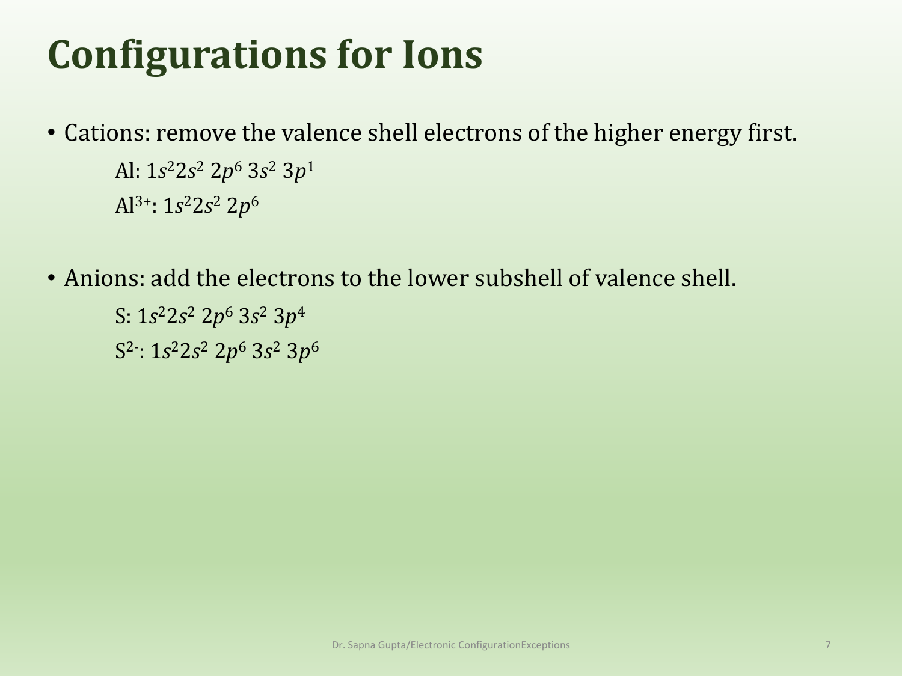# Configurations for Ions

- Cations: remove the valence shell electrons of the higher energy first.

  Al: $1s^2 2s^2\ 2p^6\ 3s^2\ 3p^1$

  $Al^{3+}$: $1s^2 2s^2\ 2p^6$

- Anions: add the electrons to the lower subshell of valence shell.

  S: $1s^2 2s^2\ 2p^6\ 3s^2\ 3p^4$

  $S^{2-}$: $1s^2 2s^2\ 2p^6\ 3s^2\ 3p^6$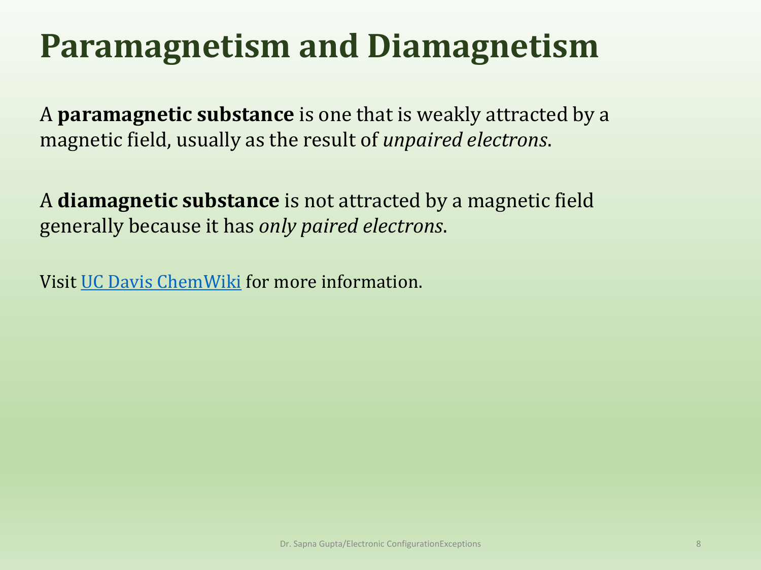# Paramagnetism and Diamagnetism

A **paramagnetic substance** is one that is weakly attracted by a magnetic field, usually as the result of *unpaired electrons*.

A **diamagnetic substance** is not attracted by a magnetic field generally because it has *only paired electrons*.

Visit UC Davis ChemWiki for more information.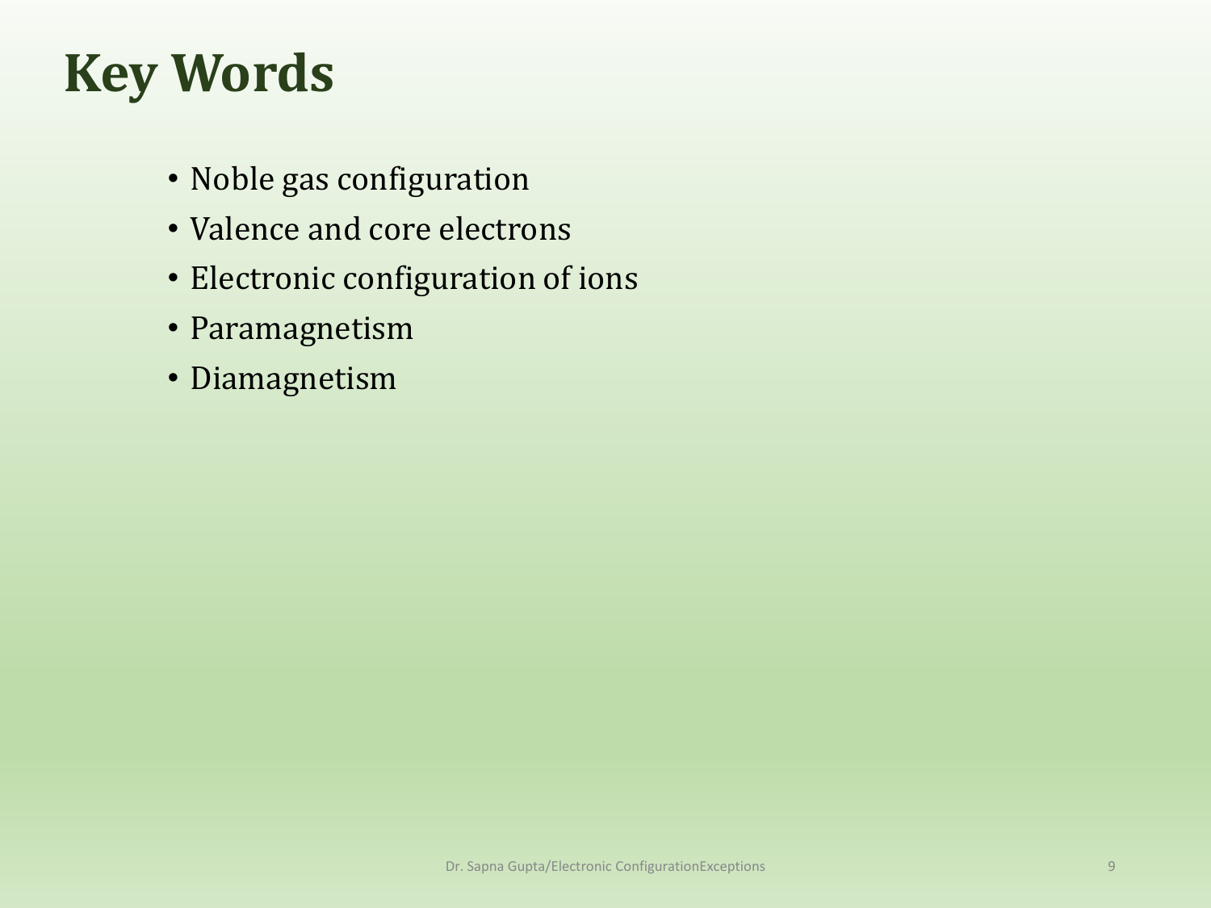# Key Words

- Noble gas configuration
- Valence and core electrons
- Electronic configuration of ions
- Paramagnetism
- Diamagnetism